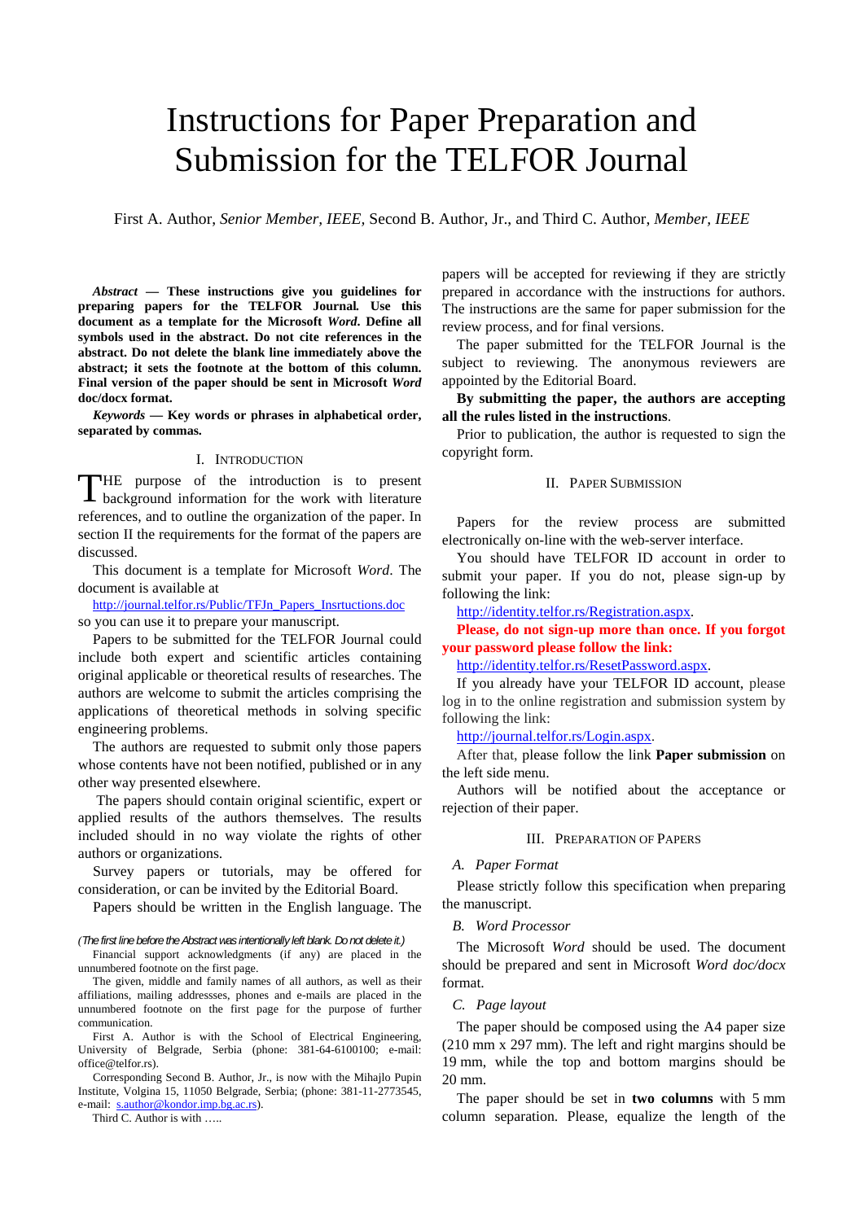# Instructions for Paper Preparation and Submission for the TELFOR Journal

First A. Author, *Senior Member, IEEE*, Second B. Author, Jr., and Third C. Author, *Member, IEEE*

***Abstract* — These instructions give you guidelines for preparing papers for the TELFOR Journal. Use this document as a template for the Microsoft *Word*. Define all symbols used in the abstract. Do not cite references in the abstract. Do not delete the blank line immediately above the abstract; it sets the footnote at the bottom of this column. Final version of the paper should be sent in Microsoft *Word* doc/docx format.**

***Keywords* — Key words or phrases in alphabetical order, separated by commas.**

## I. Introduction

THE purpose of the introduction is to present background information for the work with literature references, and to outline the organization of the paper. In section II the requirements for the format of the papers are discussed.

This document is a template for Microsoft *Word*. The document is available at

http://journal.telfor.rs/Public/TFJn_Papers_Insrtuctions.doc

so you can use it to prepare your manuscript.

Papers to be submitted for the TELFOR Journal could include both expert and scientific articles containing original applicable or theoretical results of researches. The authors are welcome to submit the articles comprising the applications of theoretical methods in solving specific engineering problems.

The authors are requested to submit only those papers whose contents have not been notified, published or in any other way presented elsewhere.

The papers should contain original scientific, expert or applied results of the authors themselves. The results included should in no way violate the rights of other authors or organizations.

Survey papers or tutorials, may be offered for consideration, or can be invited by the Editorial Board.

Papers should be written in the English language. The papers will be accepted for reviewing if they are strictly prepared in accordance with the instructions for authors. The instructions are the same for paper submission for the review process, and for final versions.

The paper submitted for the TELFOR Journal is the subject to reviewing. The anonymous reviewers are appointed by the Editorial Board.

**By submitting the paper, the authors are accepting all the rules listed in the instructions**.

Prior to publication, the author is requested to sign the copyright form.

## II. Paper Submission

Papers for the review process are submitted electronically on-line with the web-server interface.

You should have TELFOR ID account in order to submit your paper. If you do not, please sign-up by following the link:

http://identity.telfor.rs/Registration.aspx.

**Please, do not sign-up more than once. If you forgot your password please follow the link:**

http://identity.telfor.rs/ResetPassword.aspx.

If you already have your TELFOR ID account, please log in to the online registration and submission system by following the link:

http://journal.telfor.rs/Login.aspx.

After that, please follow the link **Paper submission** on the left side menu.

Authors will be notified about the acceptance or rejection of their paper.

## III. Preparation of Papers

### A. Paper Format

Please strictly follow this specification when preparing the manuscript.

### B. Word Processor

The Microsoft *Word* should be used. The document should be prepared and sent in Microsoft *Word doc/docx* format.

### C. Page layout

The paper should be composed using the A4 paper size (210 mm x 297 mm). The left and right margins should be 19 mm, while the top and bottom margins should be 20 mm.

The paper should be set in **two columns** with 5 mm column separation. Please, equalize the length of the

---

*(The first line before the Abstract was intentionally left blank. Do not delete it.)*

Financial support acknowledgments (if any) are placed in the unnumbered footnote on the first page.

The given, middle and family names of all authors, as well as their affiliations, mailing addressses, phones and e-mails are placed in the unnumbered footnote on the first page for the purpose of further communication.

First A. Author is with the School of Electrical Engineering, University of Belgrade, Serbia (phone: 381-64-6100100; e-mail: office@telfor.rs).

Corresponding Second B. Author, Jr., is now with the Mihajlo Pupin Institute, Volgina 15, 11050 Belgrade, Serbia; (phone: 381-11-2773545, e-mail: s.author@kondor.imp.bg.ac.rs).

Third C. Author is with …..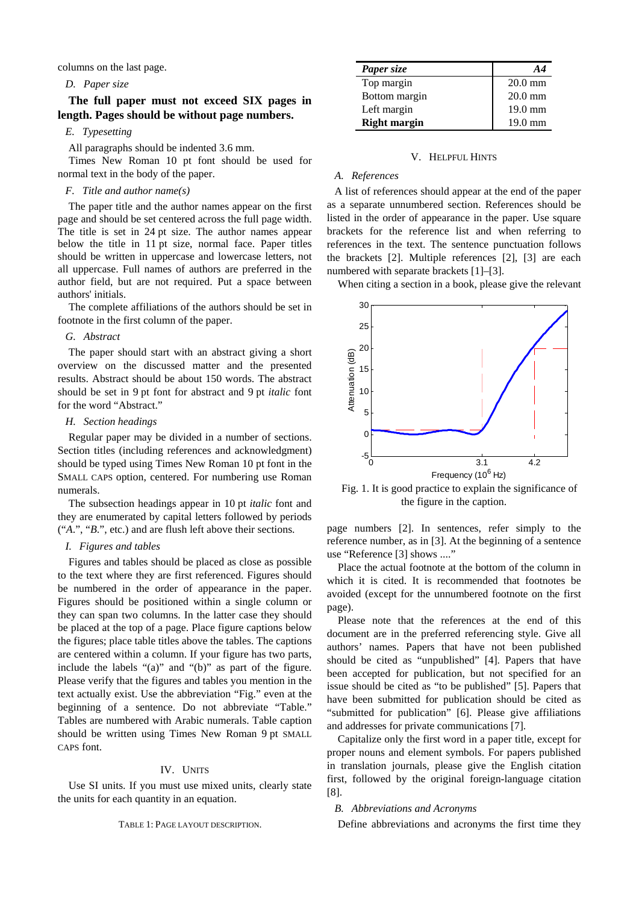columns on the last page.

### D. Paper size

**The full paper must not exceed SIX pages in length. Pages should be without page numbers.**

### E. Typesetting

All paragraphs should be indented 3.6 mm.

Times New Roman 10 pt font should be used for normal text in the body of the paper.

### F. Title and author name(s)

The paper title and the author names appear on the first page and should be set centered across the full page width. The title is set in 24 pt size. The author names appear below the title in 11 pt size, normal face. Paper titles should be written in uppercase and lowercase letters, not all uppercase. Full names of authors are preferred in the author field, but are not required. Put a space between authors' initials.

The complete affiliations of the authors should be set in footnote in the first column of the paper.

### G. Abstract

The paper should start with an abstract giving a short overview on the discussed matter and the presented results. Abstract should be about 150 words. The abstract should be set in 9 pt font for abstract and 9 pt *italic* font for the word "Abstract."

### H. Section headings

Regular paper may be divided in a number of sections. Section titles (including references and acknowledgment) should be typed using Times New Roman 10 pt font in the SMALL CAPS option, centered. For numbering use Roman numerals.

The subsection headings appear in 10 pt *italic* font and they are enumerated by capital letters followed by periods ("*A.*", "*B.*", etc.) and are flush left above their sections.

### I. Figures and tables

Figures and tables should be placed as close as possible to the text where they are first referenced. Figures should be numbered in the order of appearance in the paper. Figures should be positioned within a single column or they can span two columns. In the latter case they should be placed at the top of a page. Place figure captions below the figures; place table titles above the tables. The captions are centered within a column. If your figure has two parts, include the labels "(a)" and "(b)" as part of the figure. Please verify that the figures and tables you mention in the text actually exist. Use the abbreviation "Fig." even at the beginning of a sentence. Do not abbreviate "Table." Tables are numbered with Arabic numerals. Table caption should be written using Times New Roman 9 pt SMALL CAPS font.

## IV. UNITS

Use SI units. If you must use mixed units, clearly state the units for each quantity in an equation.

TABLE 1: PAGE LAYOUT DESCRIPTION.

| ***Paper size*** | ***A4*** |
|---|---|
| Top margin | 20.0 mm |
| Bottom margin | 20.0 mm |
| Left margin | 19.0 mm |
| **Right margin** | 19.0 mm |

## V. HELPFUL HINTS

### A. References

A list of references should appear at the end of the paper as a separate unnumbered section. References should be listed in the order of appearance in the paper. Use square brackets for the reference list and when referring to references in the text. The sentence punctuation follows the brackets [2]. Multiple references [2], [3] are each numbered with separate brackets [1]–[3].

When citing a section in a book, please give the relevant page numbers [2]. In sentences, refer simply to the reference number, as in [3]. At the beginning of a sentence use "Reference [3] shows ...."

Fig. 1. It is good practice to explain the significance of the figure in the caption.

Place the actual footnote at the bottom of the column in which it is cited. It is recommended that footnotes be avoided (except for the unnumbered footnote on the first page).

Please note that the references at the end of this document are in the preferred referencing style. Give all authors' names. Papers that have not been published should be cited as "unpublished" [4]. Papers that have been accepted for publication, but not specified for an issue should be cited as "to be published" [5]. Papers that have been submitted for publication should be cited as "submitted for publication" [6]. Please give affiliations and addresses for private communications [7].

Capitalize only the first word in a paper title, except for proper nouns and element symbols. For papers published in translation journals, please give the English citation first, followed by the original foreign-language citation [8].

### B. Abbreviations and Acronyms

Define abbreviations and acronyms the first time they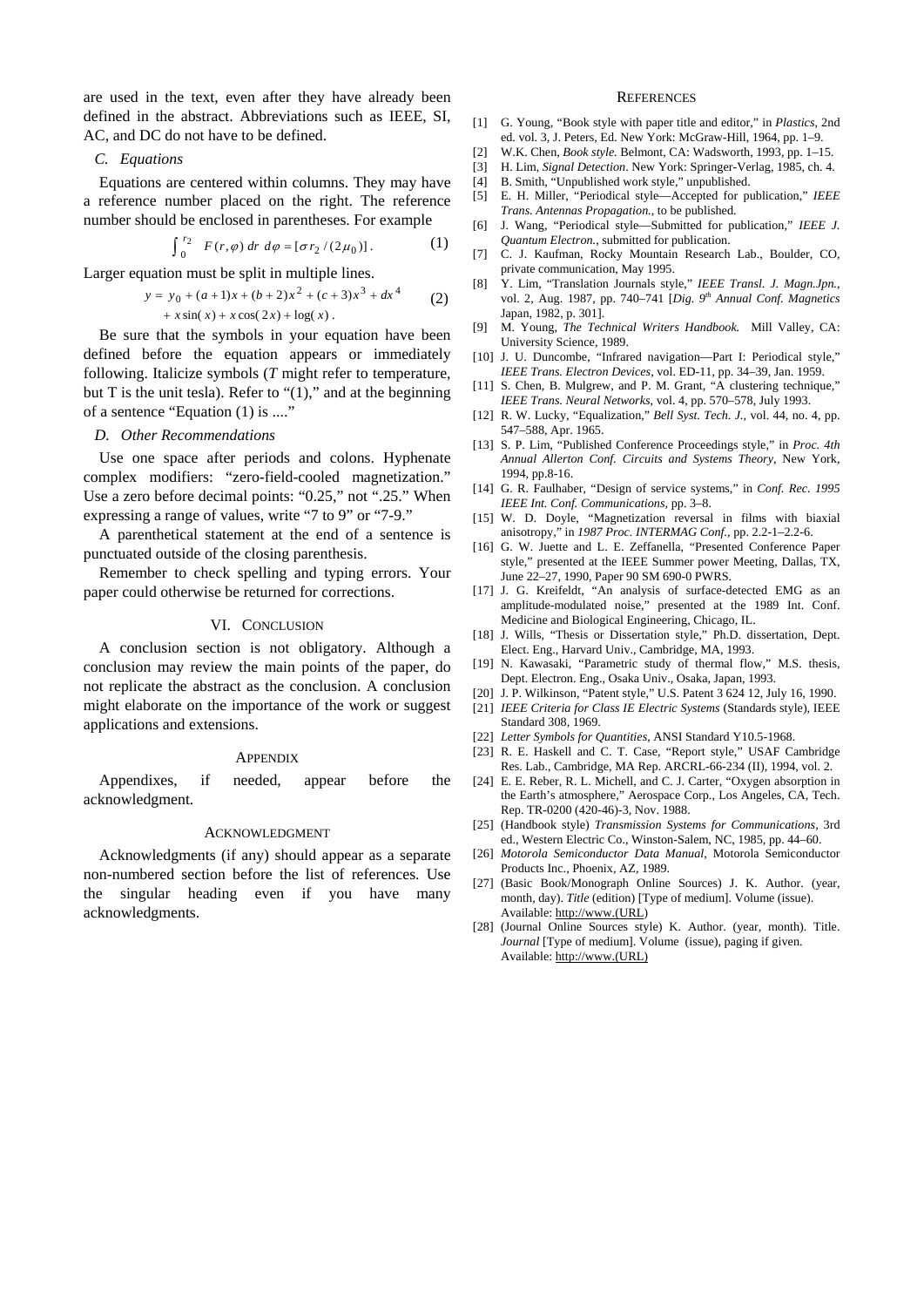are used in the text, even after they have already been defined in the abstract. Abbreviations such as IEEE, SI, AC, and DC do not have to be defined.

### C. Equations

Equations are centered within columns. They may have a reference number placed on the right. The reference number should be enclosed in parentheses. For example

$$\int_0^{r_2} F(r,\varphi)\, dr\, d\varphi = [\sigma r_2 / (2\mu_0)] . \qquad (1)$$

Larger equation must be split in multiple lines.

$$y = y_0 + (a+1)x + (b+2)x^2 + (c+3)x^3 + dx^4 \\ + x\sin(x) + x\cos(2x) + \log(x) . \qquad (2)$$

Be sure that the symbols in your equation have been defined before the equation appears or immediately following. Italicize symbols (*T* might refer to temperature, but T is the unit tesla). Refer to "(1)," and at the beginning of a sentence "Equation (1) is ...."

### D. Other Recommendations

Use one space after periods and colons. Hyphenate complex modifiers: "zero-field-cooled magnetization." Use a zero before decimal points: "0.25," not ".25." When expressing a range of values, write "7 to 9" or "7-9."

A parenthetical statement at the end of a sentence is punctuated outside of the closing parenthesis.

Remember to check spelling and typing errors. Your paper could otherwise be returned for corrections.

## VI. Conclusion

A conclusion section is not obligatory. Although a conclusion may review the main points of the paper, do not replicate the abstract as the conclusion. A conclusion might elaborate on the importance of the work or suggest applications and extensions.

## Appendix

Appendixes, if needed, appear before the acknowledgment.

## Acknowledgment

Acknowledgments (if any) should appear as a separate non-numbered section before the list of references. Use the singular heading even if you have many acknowledgments.

## References

[1] G. Young, "Book style with paper title and editor," in *Plastics*, 2nd ed. vol. 3, J. Peters, Ed. New York: McGraw-Hill, 1964, pp. 1–9.

[2] W.K. Chen, *Book style.* Belmont, CA: Wadsworth, 1993, pp. 1–15.

[3] H. Lim, *Signal Detection*. New York: Springer-Verlag, 1985, ch. 4.

[4] B. Smith, "Unpublished work style," unpublished.

[5] E. H. Miller, "Periodical style—Accepted for publication," *IEEE Trans. Antennas Propagation.*, to be published.

[6] J. Wang, "Periodical style—Submitted for publication," *IEEE J. Quantum Electron.*, submitted for publication.

[7] C. J. Kaufman, Rocky Mountain Research Lab., Boulder, CO, private communication, May 1995.

[8] Y. Lim, "Translation Journals style," *IEEE Transl. J. Magn.Jpn.*, vol. 2, Aug. 1987, pp. 740–741 [*Dig. 9th Annual Conf. Magnetics* Japan, 1982, p. 301].

[9] M. Young, *The Technical Writers Handbook.* Mill Valley, CA: University Science, 1989.

[10] J. U. Duncombe, "Infrared navigation—Part I: Periodical style," *IEEE Trans. Electron Devices*, vol. ED-11, pp. 34–39, Jan. 1959.

[11] S. Chen, B. Mulgrew, and P. M. Grant, "A clustering technique," *IEEE Trans. Neural Networks*, vol. 4, pp. 570–578, July 1993.

[12] R. W. Lucky, "Equalization," *Bell Syst. Tech. J.*, vol. 44, no. 4, pp. 547–588, Apr. 1965.

[13] S. P. Lim, "Published Conference Proceedings style," in *Proc. 4th Annual Allerton Conf. Circuits and Systems Theory*, New York, 1994, pp.8-16.

[14] G. R. Faulhaber, "Design of service systems," in *Conf. Rec. 1995 IEEE Int. Conf. Communications*, pp. 3–8.

[15] W. D. Doyle, "Magnetization reversal in films with biaxial anisotropy," in *1987 Proc. INTERMAG Conf.*, pp. 2.2-1–2.2-6.

[16] G. W. Juette and L. E. Zeffanella, "Presented Conference Paper style," presented at the IEEE Summer power Meeting, Dallas, TX, June 22–27, 1990, Paper 90 SM 690-0 PWRS.

[17] J. G. Kreifeldt, "An analysis of surface-detected EMG as an amplitude-modulated noise," presented at the 1989 Int. Conf. Medicine and Biological Engineering, Chicago, IL.

[18] J. Wills, "Thesis or Dissertation style," Ph.D. dissertation, Dept. Elect. Eng., Harvard Univ., Cambridge, MA, 1993.

[19] N. Kawasaki, "Parametric study of thermal flow," M.S. thesis, Dept. Electron. Eng., Osaka Univ., Osaka, Japan, 1993.

[20] J. P. Wilkinson, "Patent style," U.S. Patent 3 624 12, July 16, 1990.

[21] *IEEE Criteria for Class IE Electric Systems* (Standards style), IEEE Standard 308, 1969.

[22] *Letter Symbols for Quantities*, ANSI Standard Y10.5-1968.

[23] R. E. Haskell and C. T. Case, "Report style," USAF Cambridge Res. Lab., Cambridge, MA Rep. ARCRL-66-234 (II), 1994, vol. 2.

[24] E. E. Reber, R. L. Michell, and C. J. Carter, "Oxygen absorption in the Earth's atmosphere," Aerospace Corp., Los Angeles, CA, Tech. Rep. TR-0200 (420-46)-3, Nov. 1988.

[25] (Handbook style) *Transmission Systems for Communications*, 3rd ed., Western Electric Co., Winston-Salem, NC, 1985, pp. 44–60.

[26] *Motorola Semiconductor Data Manual*, Motorola Semiconductor Products Inc., Phoenix, AZ, 1989.

[27] (Basic Book/Monograph Online Sources) J. K. Author. (year, month, day). *Title* (edition) [Type of medium]. Volume (issue). Available: http://www.(URL)

[28] (Journal Online Sources style) K. Author. (year, month). Title. *Journal* [Type of medium]. Volume (issue), paging if given. Available: http://www.(URL)